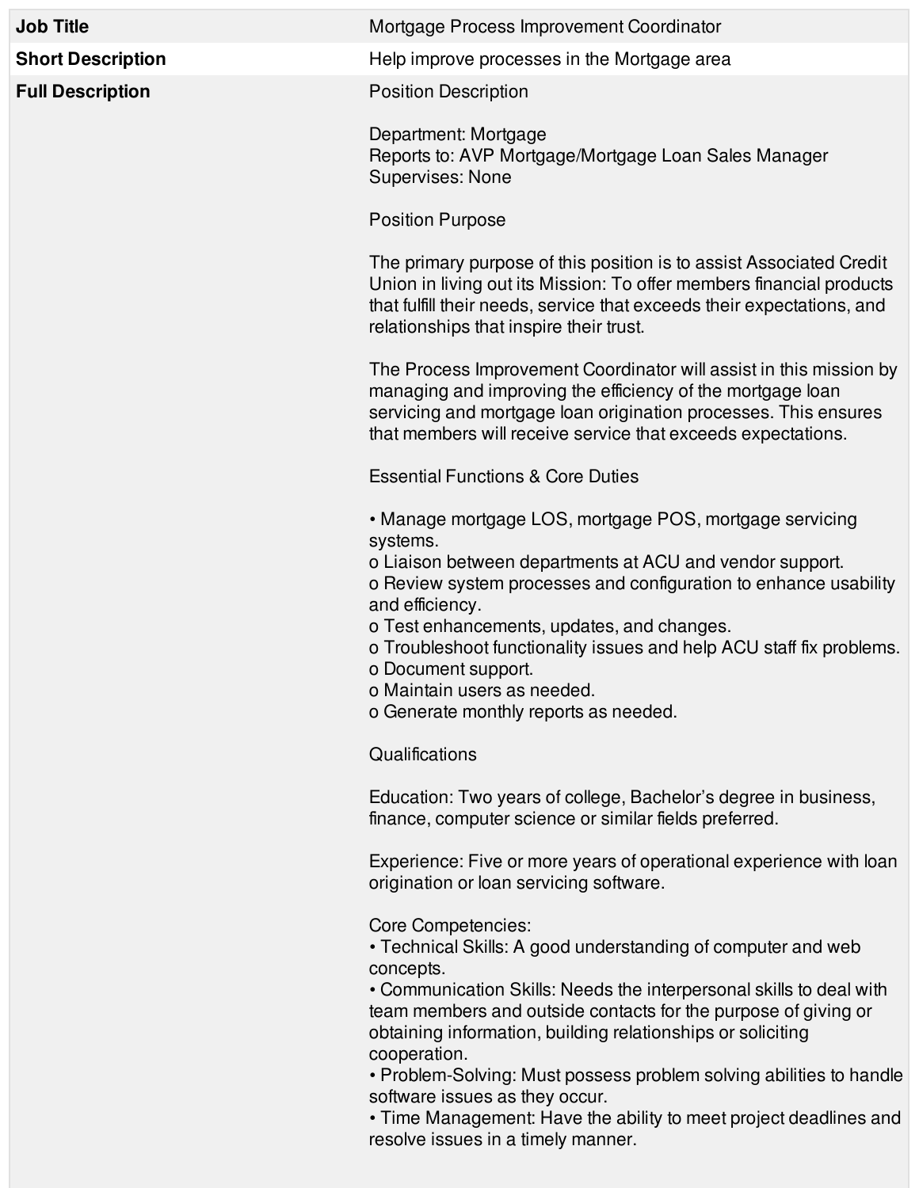| Job Title | Mortgage Process Improvement Coordinator |
| --- | --- |
| **Short Description** | Help improve processes in the Mortgage area |
| **Full Description** | Position Description |

Position Description

Department: Mortgage
Reports to: AVP Mortgage/Mortgage Loan Sales Manager
Supervises: None

Position Purpose

The primary purpose of this position is to assist Associated Credit Union in living out its Mission: To offer members financial products that fulfill their needs, service that exceeds their expectations, and relationships that inspire their trust.

The Process Improvement Coordinator will assist in this mission by managing and improving the efficiency of the mortgage loan servicing and mortgage loan origination processes. This ensures that members will receive service that exceeds expectations.

Essential Functions & Core Duties

• Manage mortgage LOS, mortgage POS, mortgage servicing systems.
o Liaison between departments at ACU and vendor support.
o Review system processes and configuration to enhance usability and efficiency.
o Test enhancements, updates, and changes.
o Troubleshoot functionality issues and help ACU staff fix problems.
o Document support.
o Maintain users as needed.
o Generate monthly reports as needed.

Qualifications

Education: Two years of college, Bachelor's degree in business, finance, computer science or similar fields preferred.

Experience: Five or more years of operational experience with loan origination or loan servicing software.

Core Competencies:
• Technical Skills: A good understanding of computer and web concepts.
• Communication Skills: Needs the interpersonal skills to deal with team members and outside contacts for the purpose of giving or obtaining information, building relationships or soliciting cooperation.
• Problem-Solving: Must possess problem solving abilities to handle software issues as they occur.
• Time Management: Have the ability to meet project deadlines and resolve issues in a timely manner.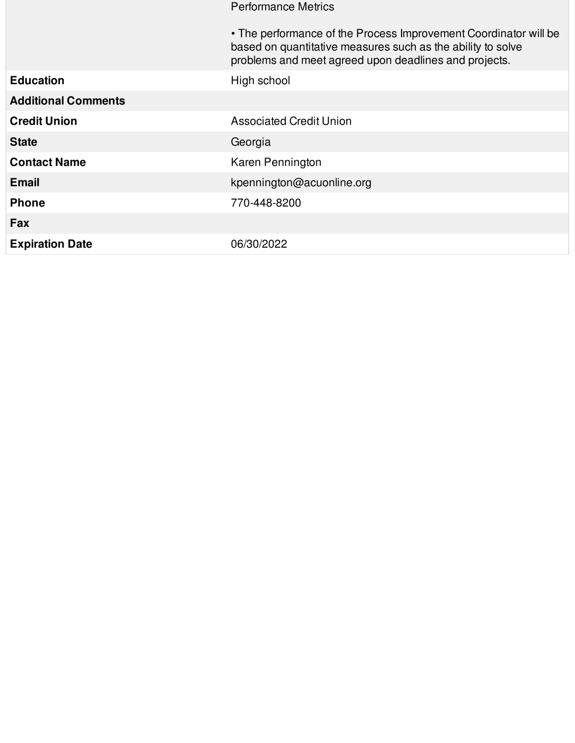| | |
|---|---|
| | Performance Metrics<br><br>• The performance of the Process Improvement Coordinator will be based on quantitative measures such as the ability to solve problems and meet agreed upon deadlines and projects. |
| **Education** | High school |
| **Additional Comments** | |
| **Credit Union** | Associated Credit Union |
| **State** | Georgia |
| **Contact Name** | Karen Pennington |
| **Email** | kpennington@acuonline.org |
| **Phone** | 770-448-8200 |
| **Fax** | |
| **Expiration Date** | 06/30/2022 |